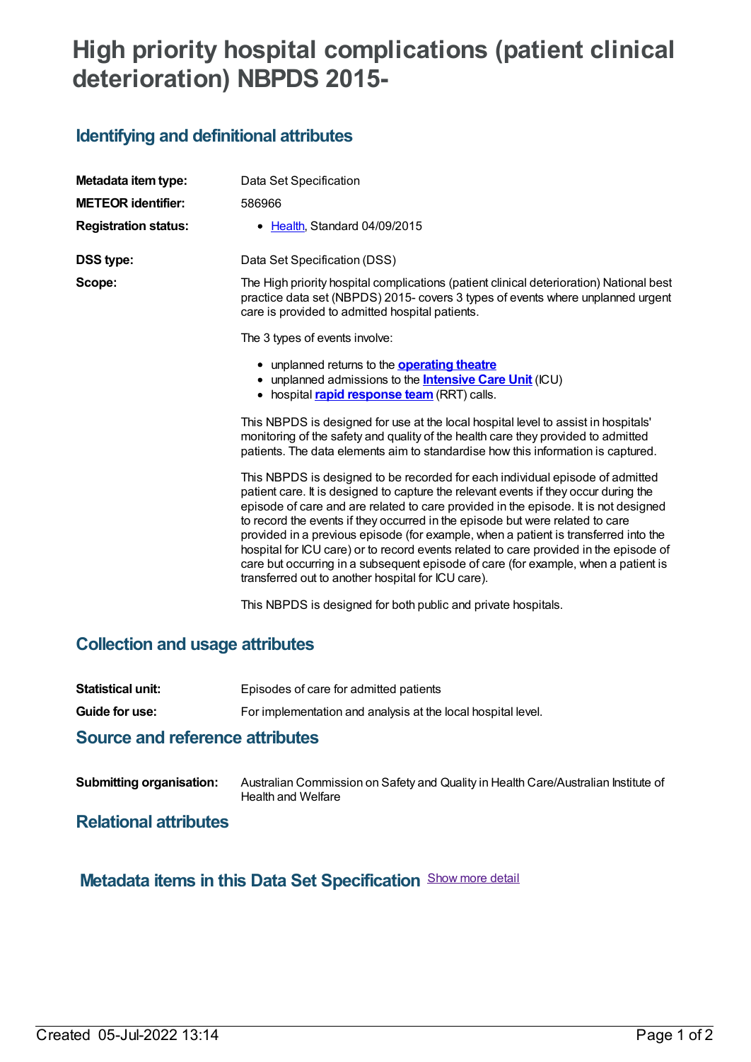# High priority hospital complications (patient clinical deterioration) NBPDS 2015-

## Identifying and definitional attributes

| | |
|---|---|
| **Metadata item type:** | Data Set Specification |
| **METEOR identifier:** | 586966 |
| **Registration status:** | Health, Standard 04/09/2015 |
| **DSS type:** | Data Set Specification (DSS) |

**Scope:**

The High priority hospital complications (patient clinical deterioration) National best practice data set (NBPDS) 2015- covers 3 types of events where unplanned urgent care is provided to admitted hospital patients.

The 3 types of events involve:

- unplanned returns to the **operating theatre**
- unplanned admissions to the **Intensive Care Unit** (ICU)
- hospital **rapid response team** (RRT) calls.

This NBPDS is designed for use at the local hospital level to assist in hospitals' monitoring of the safety and quality of the health care they provided to admitted patients. The data elements aim to standardise how this information is captured.

This NBPDS is designed to be recorded for each individual episode of admitted patient care. It is designed to capture the relevant events if they occur during the episode of care and are related to care provided in the episode. It is not designed to record the events if they occurred in the episode but were related to care provided in a previous episode (for example, when a patient is transferred into the hospital for ICU care) or to record events related to care provided in the episode of care but occurring in a subsequent episode of care (for example, when a patient is transferred out to another hospital for ICU care).

This NBPDS is designed for both public and private hospitals.

## Collection and usage attributes

| | |
|---|---|
| **Statistical unit:** | Episodes of care for admitted patients |
| **Guide for use:** | For implementation and analysis at the local hospital level. |

## Source and reference attributes

| | |
|---|---|
| **Submitting organisation:** | Australian Commission on Safety and Quality in Health Care/Australian Institute of Health and Welfare |

## Relational attributes

## Metadata items in this Data Set Specification

Show more detail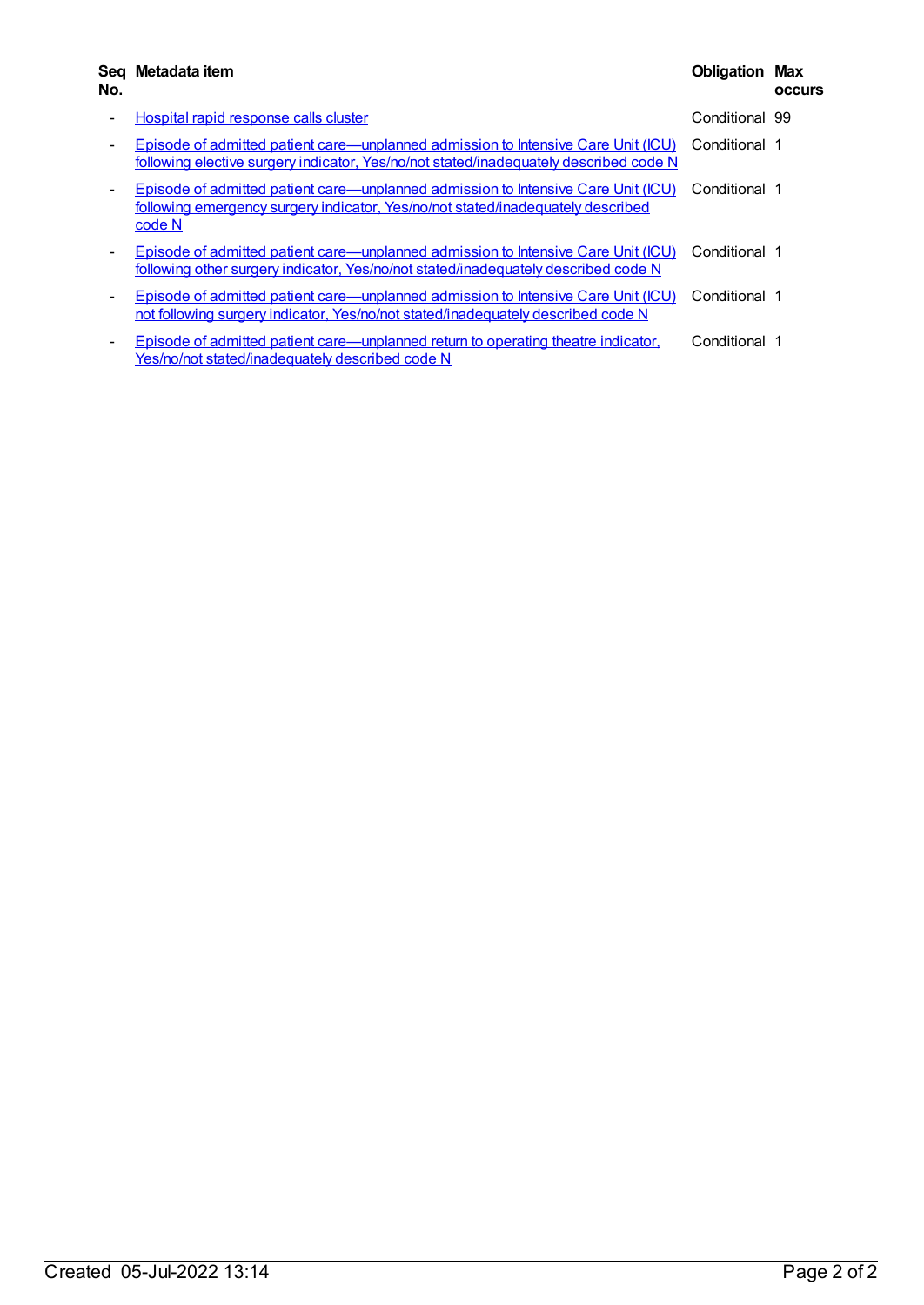| Seq No. | Metadata item | Obligation | Max occurs |
|---|---|---|---|
| - | Hospital rapid response calls cluster | Conditional | 99 |
| - | Episode of admitted patient care—unplanned admission to Intensive Care Unit (ICU) following elective surgery indicator, Yes/no/not stated/inadequately described code N | Conditional | 1 |
| - | Episode of admitted patient care—unplanned admission to Intensive Care Unit (ICU) following emergency surgery indicator, Yes/no/not stated/inadequately described code N | Conditional | 1 |
| - | Episode of admitted patient care—unplanned admission to Intensive Care Unit (ICU) following other surgery indicator, Yes/no/not stated/inadequately described code N | Conditional | 1 |
| - | Episode of admitted patient care—unplanned admission to Intensive Care Unit (ICU) not following surgery indicator, Yes/no/not stated/inadequately described code N | Conditional | 1 |
| - | Episode of admitted patient care—unplanned return to operating theatre indicator, Yes/no/not stated/inadequately described code N | Conditional | 1 |